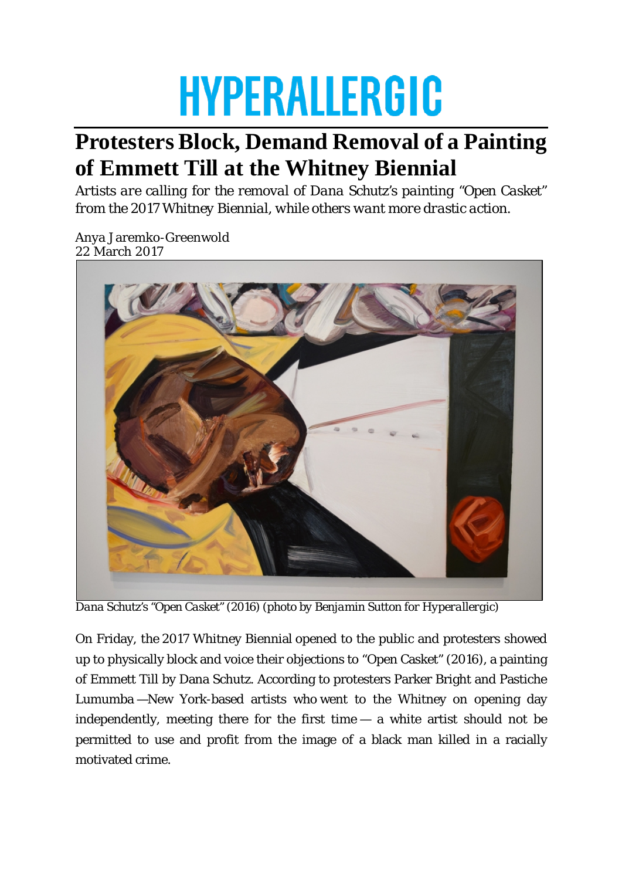# HYPERALLERGIC

## Protesters Block, Demand Removal of a Painting of Emmett Till at the Whitney Biennial

*Artists are calling for the removal of Dana Schutz's painting "Open Casket" from the 2017 Whitney Biennial, while others want more drastic action.*

Anya Jaremko-Greenwold
22 March 2017

*Dana Schutz's "Open Casket" (2016) (photo by Benjamin Sutton for Hyperallergic)*

On Friday, the 2017 Whitney Biennial opened to the public and protesters showed up to physically block and voice their objections to "Open Casket" (2016), a painting of Emmett Till by Dana Schutz. According to protesters Parker Bright and Pastiche Lumumba —New York-based artists who went to the Whitney on opening day independently, meeting there for the first time — a white artist should not be permitted to use and profit from the image of a black man killed in a racially motivated crime.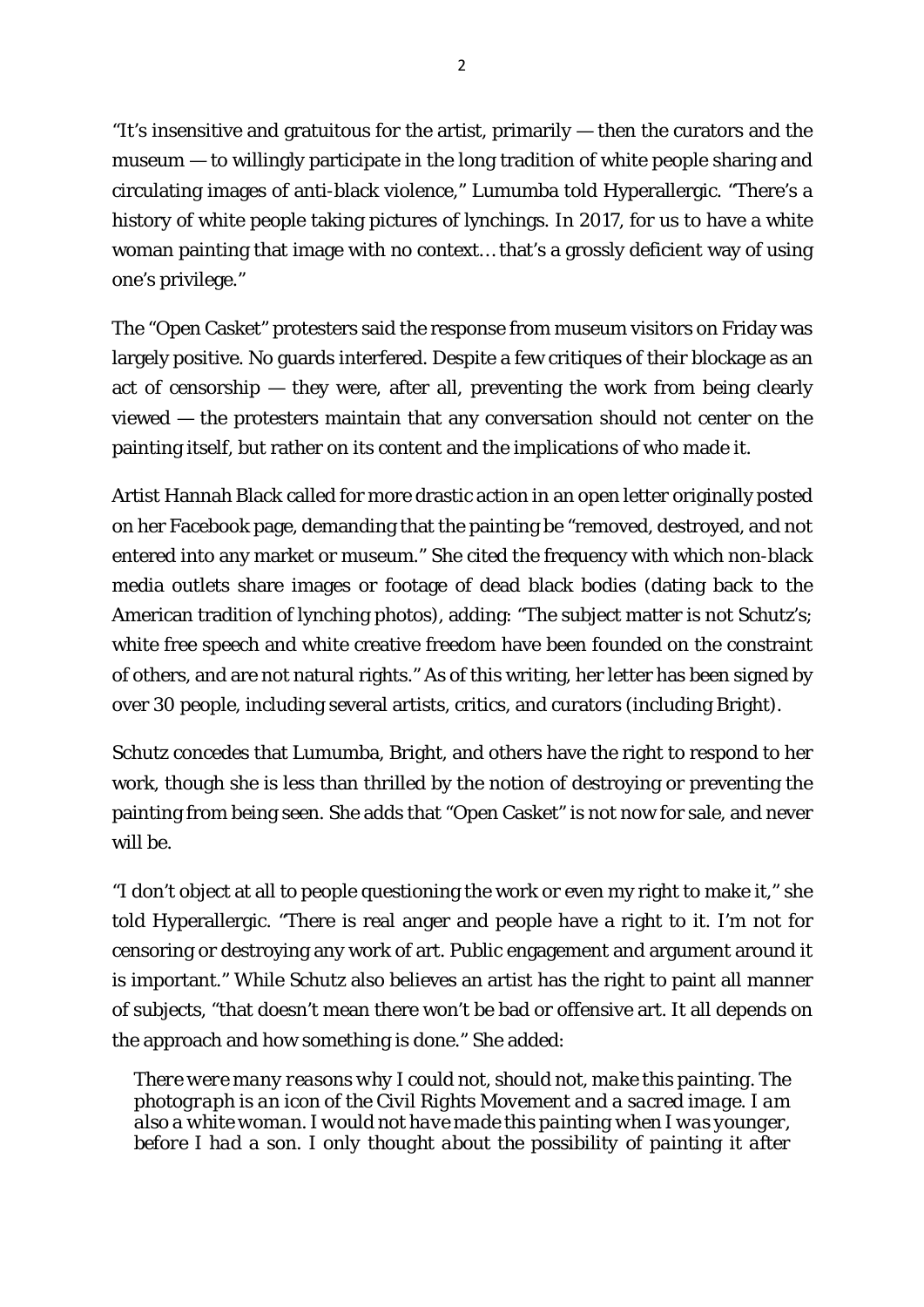"It's insensitive and gratuitous for the artist, primarily — then the curators and the museum — to willingly participate in the long tradition of white people sharing and circulating images of anti-black violence," Lumumba told Hyperallergic. "There's a history of white people taking pictures of lynchings. In 2017, for us to have a white woman painting that image with no context… that's a grossly deficient way of using one's privilege."

The "Open Casket" protesters said the response from museum visitors on Friday was largely positive. No guards interfered. Despite a few critiques of their blockage as an act of censorship — they were, after all, preventing the work from being clearly viewed — the protesters maintain that any conversation should not center on the painting itself, but rather on its content and the implications of who made it.

Artist Hannah Black called for more drastic action in an open letter originally posted on her Facebook page, demanding that the painting be "removed, destroyed, and not entered into any market or museum." She cited the frequency with which non-black media outlets share images or footage of dead black bodies (dating back to the American tradition of lynching photos), adding: "The subject matter is not Schutz's; white free speech and white creative freedom have been founded on the constraint of others, and are not natural rights." As of this writing, her letter has been signed by over 30 people, including several artists, critics, and curators (including Bright).

Schutz concedes that Lumumba, Bright, and others have the right to respond to her work, though she is less than thrilled by the notion of destroying or preventing the painting from being seen. She adds that "Open Casket" is not now for sale, and never will be.

"I don't object at all to people questioning the work or even my right to make it," she told Hyperallergic. "There is real anger and people have a right to it. I'm not for censoring or destroying any work of art. Public engagement and argument around it is important." While Schutz also believes an artist has the right to paint all manner of subjects, "that doesn't mean there won't be bad or offensive art. It all depends on the approach and how something is done." She added:

> *There were many reasons why I could not, should not, make this painting. The photograph is an icon of the Civil Rights Movement and a sacred image. I am also a white woman. I would not have made this painting when I was younger, before I had a son. I only thought about the possibility of painting it after*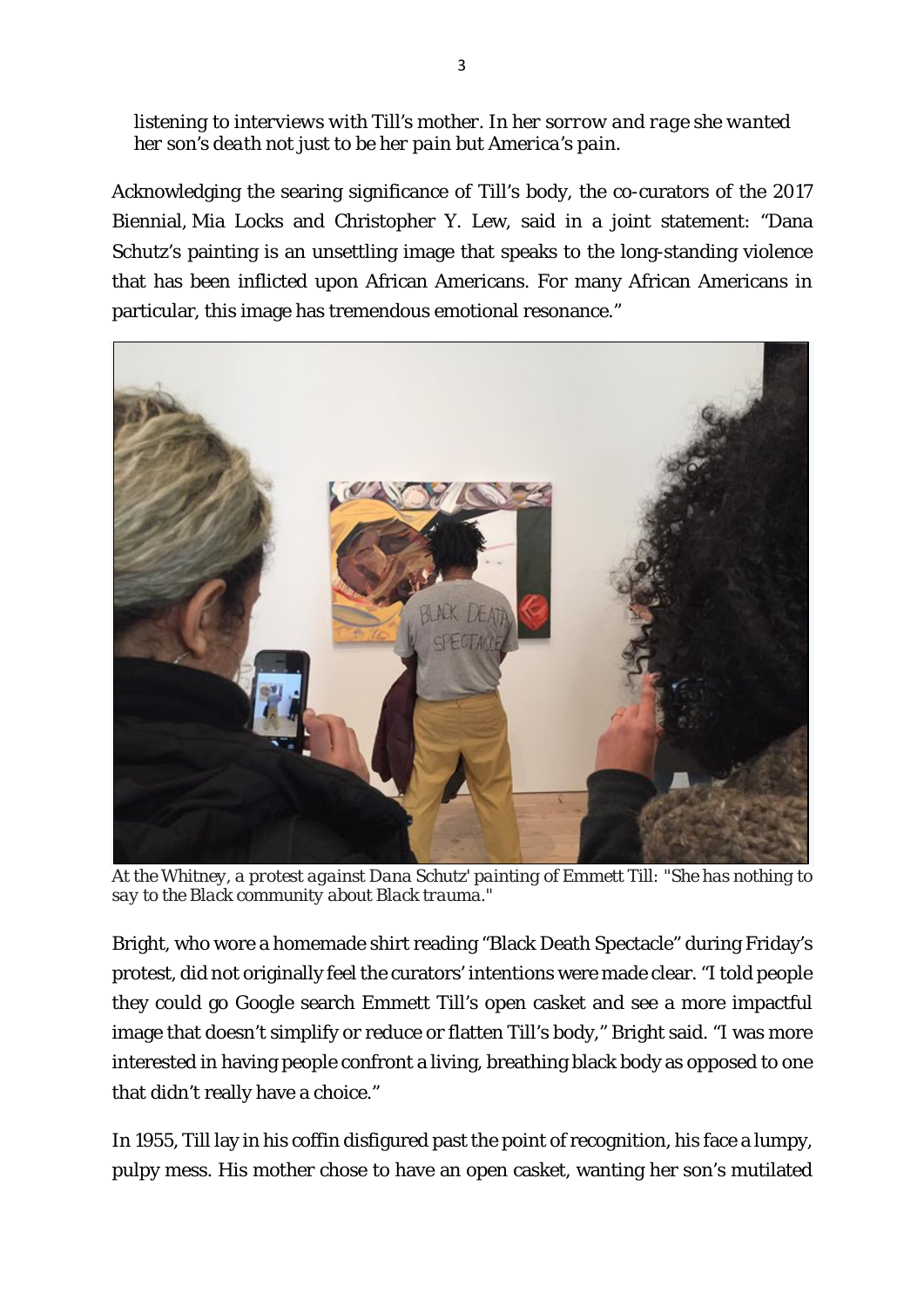*listening to interviews with Till's mother. In her sorrow and rage she wanted her son's death not just to be her pain but America's pain.*

Acknowledging the searing significance of Till's body, the co-curators of the 2017 Biennial, Mia Locks and Christopher Y. Lew, said in a joint statement: "Dana Schutz's painting is an unsettling image that speaks to the long-standing violence that has been inflicted upon African Americans. For many African Americans in particular, this image has tremendous emotional resonance."

*At the Whitney, a protest against Dana Schutz' painting of Emmett Till: "She has nothing to say to the Black community about Black trauma."*

Bright, who wore a homemade shirt reading "Black Death Spectacle" during Friday's protest, did not originally feel the curators' intentions were made clear. "I told people they could go Google search Emmett Till's open casket and see a more impactful image that doesn't simplify or reduce or flatten Till's body," Bright said. "I was more interested in having people confront a living, breathing black body as opposed to one that didn't really have a choice."

In 1955, Till lay in his coffin disfigured past the point of recognition, his face a lumpy, pulpy mess. His mother chose to have an open casket, wanting her son's mutilated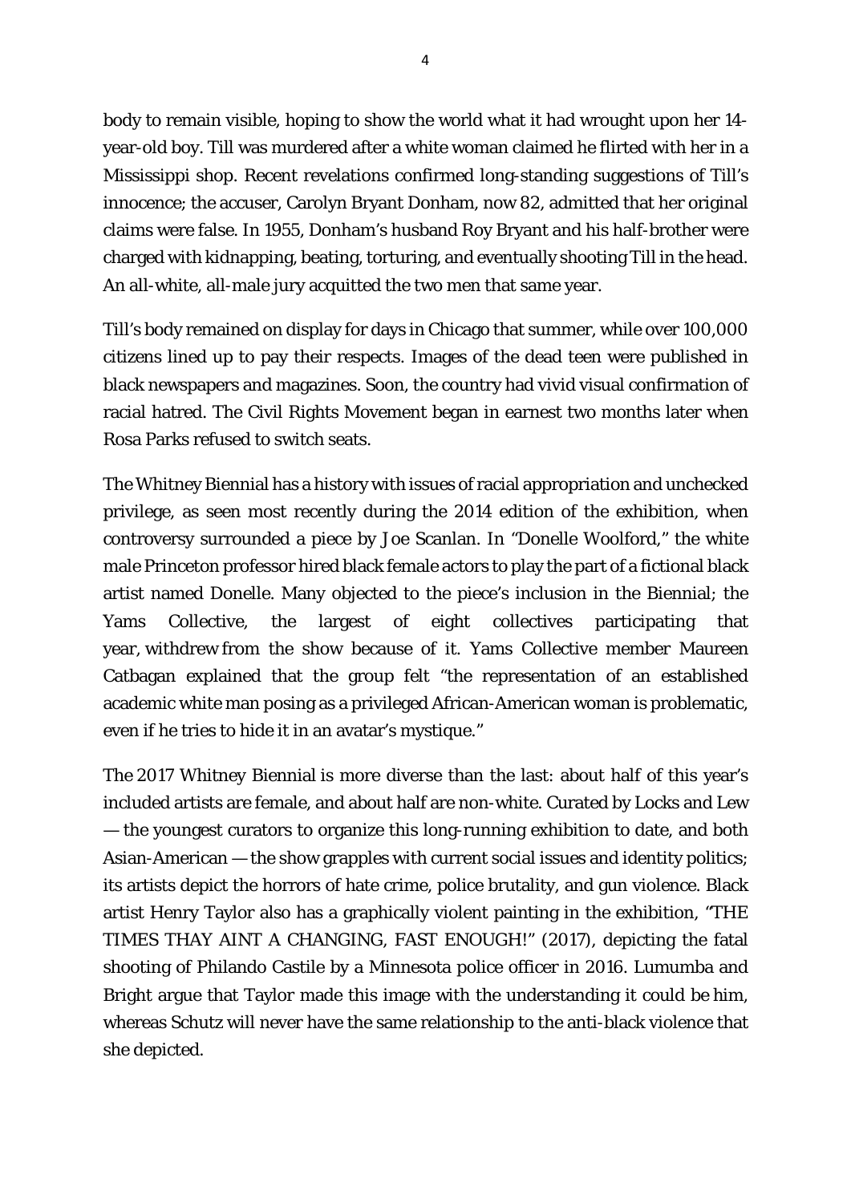body to remain visible, hoping to show the world what it had wrought upon her 14-year-old boy. Till was murdered after a white woman claimed he flirted with her in a Mississippi shop. Recent revelations confirmed long-standing suggestions of Till's innocence; the accuser, Carolyn Bryant Donham, now 82, admitted that her original claims were false. In 1955, Donham's husband Roy Bryant and his half-brother were charged with kidnapping, beating, torturing, and eventually shooting Till in the head. An all-white, all-male jury acquitted the two men that same year.

Till's body remained on display for days in Chicago that summer, while over 100,000 citizens lined up to pay their respects. Images of the dead teen were published in black newspapers and magazines. Soon, the country had vivid visual confirmation of racial hatred. The Civil Rights Movement began in earnest two months later when Rosa Parks refused to switch seats.

The Whitney Biennial has a history with issues of racial appropriation and unchecked privilege, as seen most recently during the 2014 edition of the exhibition, when controversy surrounded a piece by Joe Scanlan. In "Donelle Woolford," the white male Princeton professor hired black female actors to play the part of a fictional black artist named Donelle. Many objected to the piece's inclusion in the Biennial; the Yams Collective, the largest of eight collectives participating that year, withdrew from the show because of it. Yams Collective member Maureen Catbagan explained that the group felt "the representation of an established academic white man posing as a privileged African-American woman is problematic, even if he tries to hide it in an avatar's mystique."

The 2017 Whitney Biennial is more diverse than the last: about half of this year's included artists are female, and about half are non-white. Curated by Locks and Lew — the youngest curators to organize this long-running exhibition to date, and both Asian-American — the show grapples with current social issues and identity politics; its artists depict the horrors of hate crime, police brutality, and gun violence. Black artist Henry Taylor also has a graphically violent painting in the exhibition, "THE TIMES THAY AINT A CHANGING, FAST ENOUGH!" (2017), depicting the fatal shooting of Philando Castile by a Minnesota police officer in 2016. Lumumba and Bright argue that Taylor made this image with the understanding it could be him, whereas Schutz will never have the same relationship to the anti-black violence that she depicted.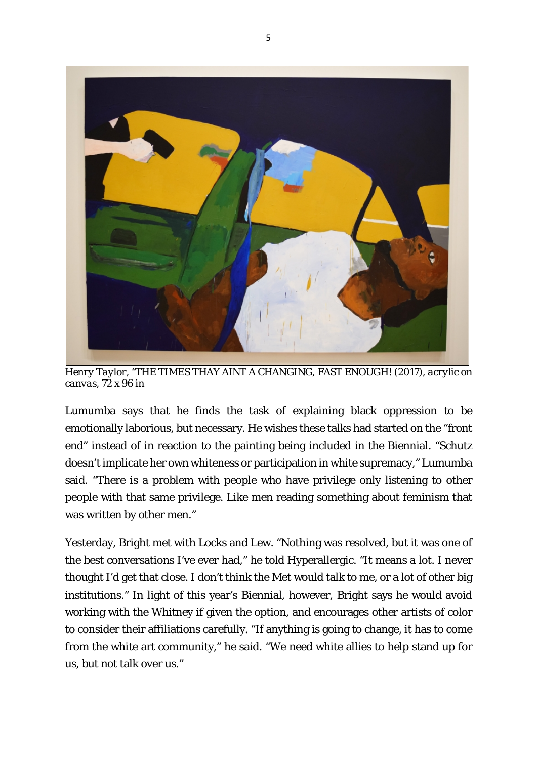*Henry Taylor, "THE TIMES THAY AINT A CHANGING, FAST ENOUGH! (2017), acrylic on canvas, 72 x 96 in*

Lumumba says that he finds the task of explaining black oppression to be emotionally laborious, but necessary. He wishes these talks had started on the "front end" instead of in reaction to the painting being included in the Biennial. "Schutz doesn't implicate her own whiteness or participation in white supremacy," Lumumba said. "There is a problem with people who have privilege only listening to other people with that same privilege. Like men reading something about feminism that was written by other men."

Yesterday, Bright met with Locks and Lew. "Nothing was resolved, but it was one of the best conversations I've ever had," he told Hyperallergic. "It means a lot. I never thought I'd get that close. I don't think the Met would talk to me, or a lot of other big institutions." In light of this year's Biennial, however, Bright says he would avoid working with the Whitney if given the option, and encourages other artists of color to consider their affiliations carefully. "If anything is going to change, it has to come from the white art community," he said. "We need white allies to help stand up for us, but not talk over us."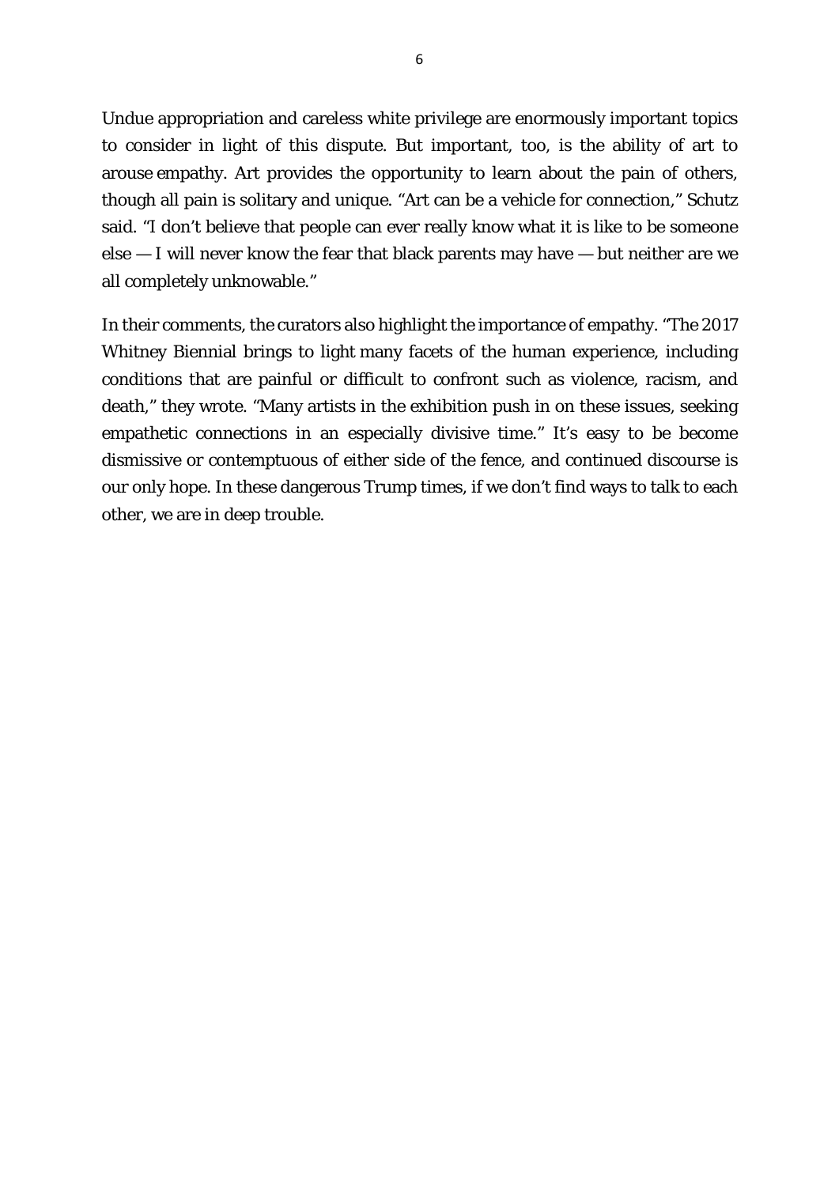Undue appropriation and careless white privilege are enormously important topics to consider in light of this dispute. But important, too, is the ability of art to arouse empathy. Art provides the opportunity to learn about the pain of others, though all pain is solitary and unique. "Art can be a vehicle for connection," Schutz said. "I don't believe that people can ever really know what it is like to be someone else — I will never know the fear that black parents may have — but neither are we all completely unknowable."

In their comments, the curators also highlight the importance of empathy. "The 2017 Whitney Biennial brings to light many facets of the human experience, including conditions that are painful or difficult to confront such as violence, racism, and death," they wrote. "Many artists in the exhibition push in on these issues, seeking empathetic connections in an especially divisive time." It's easy to be become dismissive or contemptuous of either side of the fence, and continued discourse is our only hope. In these dangerous Trump times, if we don't find ways to talk to each other, we are in deep trouble.